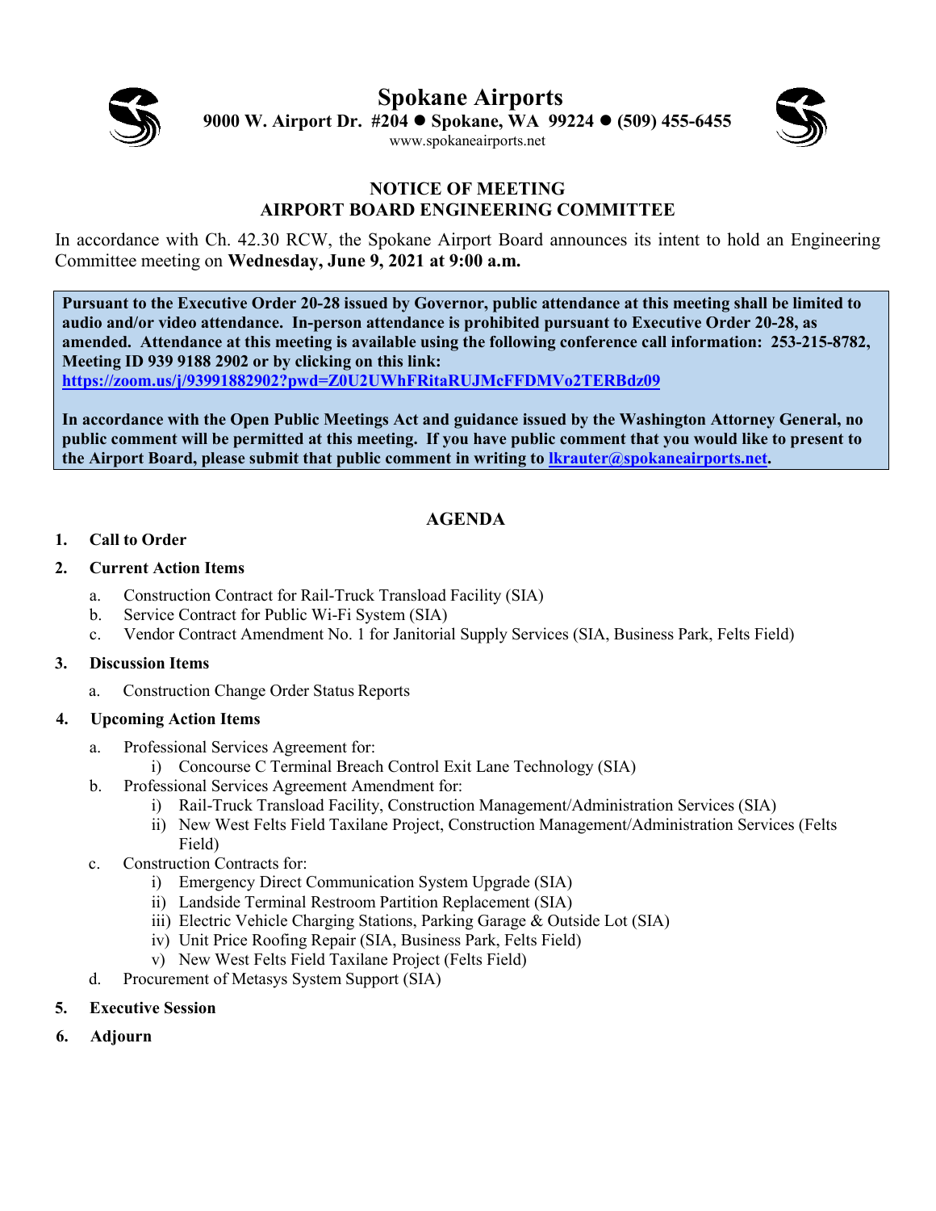# Spokane Airports

**9000 W. Airport Dr. #204 ● Spokane, WA 99224 ● (509) 455-6455**

www.spokaneairports.net

## NOTICE OF MEETING
## AIRPORT BOARD ENGINEERING COMMITTEE

In accordance with Ch. 42.30 RCW, the Spokane Airport Board announces its intent to hold an Engineering Committee meeting on **Wednesday, June 9, 2021 at 9:00 a.m.**

**Pursuant to the Executive Order 20-28 issued by Governor, public attendance at this meeting shall be limited to audio and/or video attendance. In-person attendance is prohibited pursuant to Executive Order 20-28, as amended. Attendance at this meeting is available using the following conference call information: 253-215-8782, Meeting ID 939 9188 2902 or by clicking on this link:**
**https://zoom.us/j/93991882902?pwd=Z0U2UWhFRitaRUJMcFFDMVo2TERBdz09**

**In accordance with the Open Public Meetings Act and guidance issued by the Washington Attorney General, no public comment will be permitted at this meeting. If you have public comment that you would like to present to the Airport Board, please submit that public comment in writing to lkrauter@spokaneairports.net.**

## AGENDA

1. **Call to Order**
2. **Current Action Items**
   a. Construction Contract for Rail-Truck Transload Facility (SIA)
   b. Service Contract for Public Wi-Fi System (SIA)
   c. Vendor Contract Amendment No. 1 for Janitorial Supply Services (SIA, Business Park, Felts Field)
3. **Discussion Items**
   a. Construction Change Order Status Reports
4. **Upcoming Action Items**
   a. Professional Services Agreement for:
      i) Concourse C Terminal Breach Control Exit Lane Technology (SIA)
   b. Professional Services Agreement Amendment for:
      i) Rail-Truck Transload Facility, Construction Management/Administration Services (SIA)
      ii) New West Felts Field Taxilane Project, Construction Management/Administration Services (Felts Field)
   c. Construction Contracts for:
      i) Emergency Direct Communication System Upgrade (SIA)
      ii) Landside Terminal Restroom Partition Replacement (SIA)
      iii) Electric Vehicle Charging Stations, Parking Garage & Outside Lot (SIA)
      iv) Unit Price Roofing Repair (SIA, Business Park, Felts Field)
      v) New West Felts Field Taxilane Project (Felts Field)
   d. Procurement of Metasys System Support (SIA)
5. **Executive Session**
6. **Adjourn**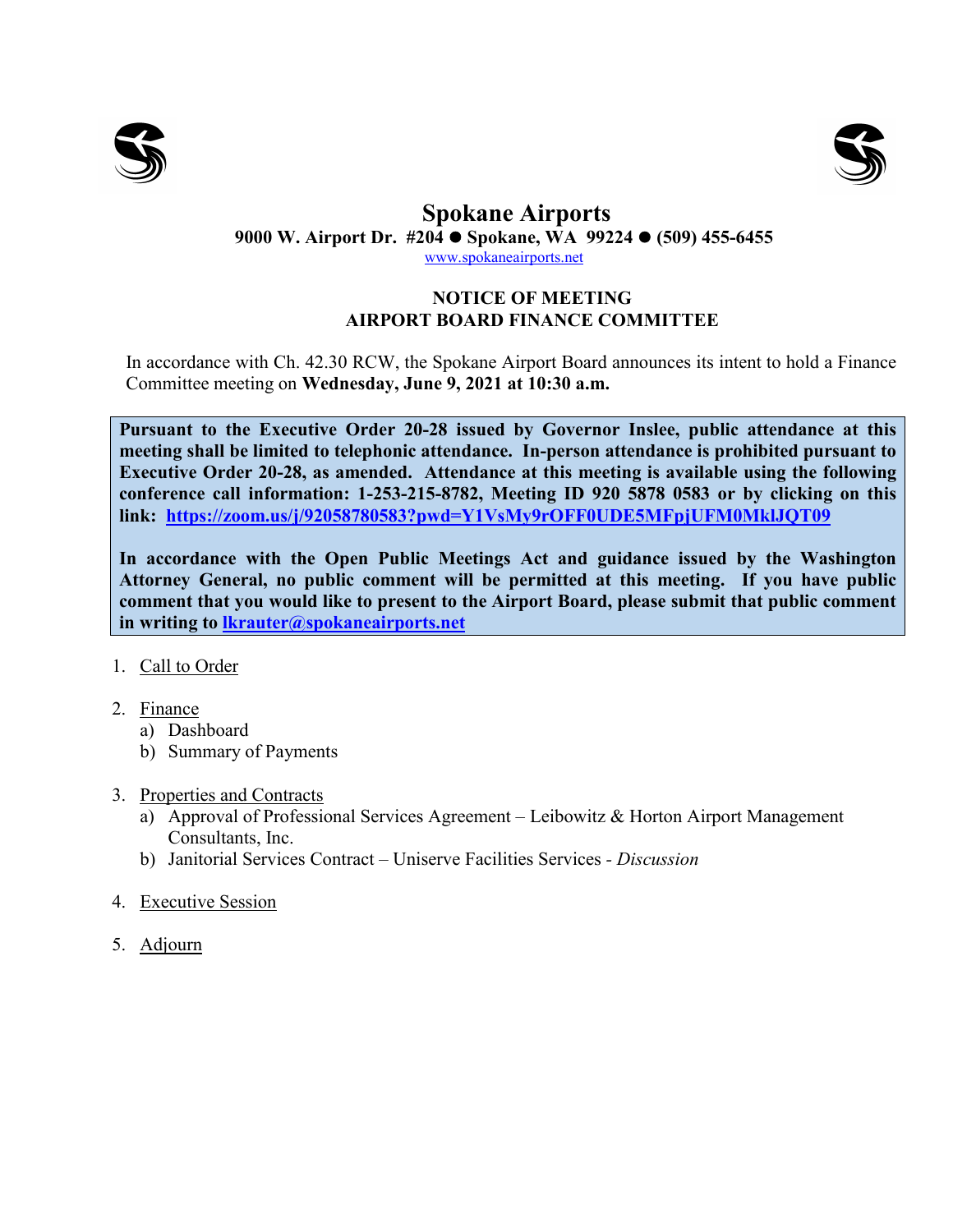# Spokane Airports

**9000 W. Airport Dr. #204 ● Spokane, WA 99224 ● (509) 455-6455**

www.spokaneairports.net

## NOTICE OF MEETING
## AIRPORT BOARD FINANCE COMMITTEE

In accordance with Ch. 42.30 RCW, the Spokane Airport Board announces its intent to hold a Finance Committee meeting on **Wednesday, June 9, 2021 at 10:30 a.m.**

**Pursuant to the Executive Order 20-28 issued by Governor Inslee, public attendance at this meeting shall be limited to telephonic attendance. In-person attendance is prohibited pursuant to Executive Order 20-28, as amended. Attendance at this meeting is available using the following conference call information: 1-253-215-8782, Meeting ID 920 5878 0583 or by clicking on this link: https://zoom.us/j/92058780583?pwd=Y1VsMy9rOFF0UDE5MFpjUFM0MklJQT09**

**In accordance with the Open Public Meetings Act and guidance issued by the Washington Attorney General, no public comment will be permitted at this meeting. If you have public comment that you would like to present to the Airport Board, please submit that public comment in writing to lkrauter@spokaneairports.net**

1. Call to Order

2. Finance
   a) Dashboard
   b) Summary of Payments

3. Properties and Contracts
   a) Approval of Professional Services Agreement – Leibowitz & Horton Airport Management Consultants, Inc.
   b) Janitorial Services Contract – Uniserve Facilities Services - *Discussion*

4. Executive Session

5. Adjourn